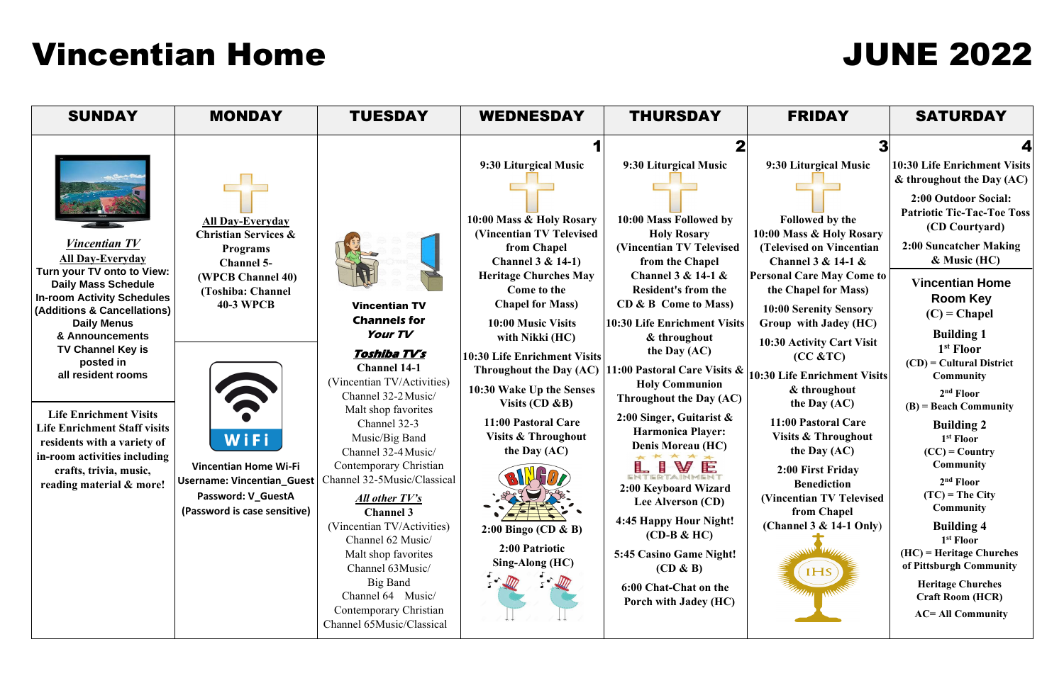# Vincentian Home

# JUNE 2022

| SUNDAY | MONDAY | TUESDAY | WEDNESDAY | THURSDAY | FRIDAY | SATURDAY |
|---|---|---|---|---|---|---|
| ***Vincentian TV*** <br> **All Day-Everyday** <br> **Turn your TV onto to View:** <br> **Daily Mass Schedule** <br> **In-room Activity Schedules (Additions & Cancellations)** <br> **Daily Menus & Announcements** <br> **TV Channel Key is posted in all resident rooms** <br><br> **Life Enrichment Visits** <br> **Life Enrichment Staff visits residents with a variety of in-room activities including crafts, trivia, music, reading material & more!** | **All Day-Everyday** <br> **Christian Services & Programs** <br> **Channel 5-** <br> **(WPCB Channel 40)** <br> **(Toshiba: Channel 40-3 WPCB** <br><br> WiFi <br> **Vincentian Home Wi-Fi** <br> **Username: Vincentian_Guest** <br> **Password: V_GuestA** <br> **(Password is case sensitive)** | **Vincentian TV Channels for *Your TV*** <br> ***Toshiba TV's*** <br> **Channel 14-1** <br> (Vincentian TV/Activities) <br> Channel 32-2 Music/ Malt shop favorites <br> Channel 32-3 Music/Big Band <br> Channel 32-4 Music/ Contemporary Christian <br> Channel 32-5Music/Classical <br> ***All other TV's*** <br> **Channel 3** <br> (Vincentian TV/Activities) <br> Channel 62 Music/ Malt shop favorites <br> Channel 63Music/ Big Band <br> Channel 64 Music/ Contemporary Christian <br> Channel 65Music/Classical | **1** <br> **9:30 Liturgical Music** <br> **10:00 Mass & Holy Rosary (Vincentian TV Televised from Chapel Channel 3 & 14-1) Heritage Churches May Come to the Chapel for Mass)** <br> **10:00 Music Visits with Nikki (HC)** <br> **10:30 Life Enrichment Visits Throughout the Day (AC)** <br> **10:30 Wake Up the Senses Visits (CD &B)** <br> **11:00 Pastoral Care Visits & Throughout the Day (AC)** <br> BINGO! <br> **2:00 Bingo (CD & B)** <br> **2:00 Patriotic Sing-Along (HC)** | **2** <br> **9:30 Liturgical Music** <br> **10:00 Mass Followed by Holy Rosary (Vincentian TV Televised from the Chapel Channel 3 & 14-1 & Resident's from the CD & B Come to Mass)** <br> **10:30 Life Enrichment Visits & throughout the Day (AC)** <br> **11:00 Pastoral Care Visits & Holy Communion Throughout the Day (AC)** <br> **2:00 Singer, Guitarist & Harmonica Player: Denis Moreau (HC)** <br> LIVE ENTERTAINMENT <br> **2:00 Keyboard Wizard Lee Alverson (CD)** <br> **4:45 Happy Hour Night! (CD-B & HC)** <br> **5:45 Casino Game Night! (CD & B)** <br> **6:00 Chat-Chat on the Porch with Jadey (HC)** | **3** <br> **9:30 Liturgical Music** <br> **Followed by the 10:00 Mass & Holy Rosary (Televised on Vincentian Channel 3 & 14-1 & Personal Care May Come to the Chapel for Mass)** <br> **10:00 Serenity Sensory Group with Jadey (HC)** <br> **10:30 Activity Cart Visit (CC &TC)** <br> **10:30 Life Enrichment Visits & throughout the Day (AC)** <br> **11:00 Pastoral Care Visits & Throughout the Day (AC)** <br> **2:00 First Friday Benediction (Vincentian TV Televised from Chapel (Channel 3 & 14-1 Only)** | **4** <br> **10:30 Life Enrichment Visits & throughout the Day (AC)** <br> **2:00 Outdoor Social: Patriotic Tic-Tac-Toe Toss (CD Courtyard)** <br> **2:00 Suncatcher Making & Music (HC)** <br><br> **Vincentian Home Room Key** <br> **(C) = Chapel** <br> **Building 1** <br> **1st Floor** <br> **(CD) = Cultural District Community** <br> **2nd Floor** <br> **(B) = Beach Community** <br> **Building 2** <br> **1st Floor** <br> **(CC) = Country Community** <br> **2nd Floor** <br> **(TC) = The City Community** <br> **Building 4** <br> **1st Floor** <br> **(HC) = Heritage Churches of Pittsburgh Community** <br> **Heritage Churches Craft Room (HCR)** <br> **AC= All Community** |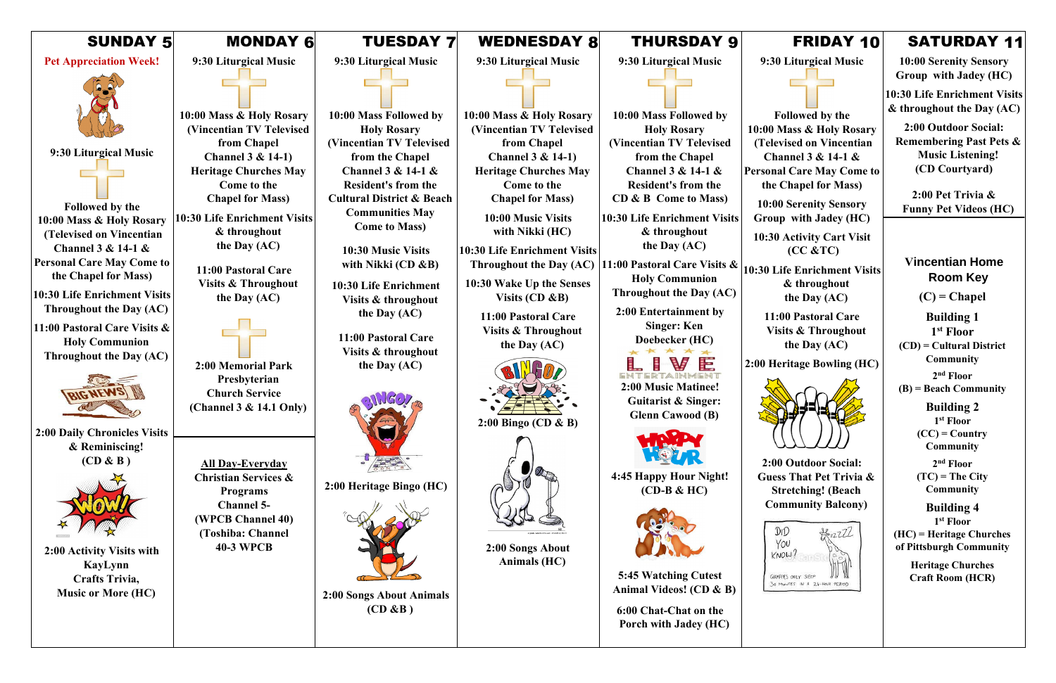| SUNDAY 5 | MONDAY 6 | TUESDAY 7 | WEDNESDAY 8 | THURSDAY 9 | FRIDAY 10 | SATURDAY 11 |
|---|---|---|---|---|---|---|
| **Pet Appreciation Week!**<br><br>9:30 Liturgical Music<br><br>Followed by the 10:00 Mass & Holy Rosary (Televised on Vincentian Channel 3 & 14-1 & Personal Care May Come to the Chapel for Mass)<br><br>10:30 Life Enrichment Visits Throughout the Day (AC)<br><br>11:00 Pastoral Care Visits & Holy Communion Throughout the Day (AC)<br><br>2:00 Daily Chronicles Visits & Reminiscing! (CD & B )<br><br>2:00 Activity Visits with KayLynn Crafts Trivia, Music or More (HC) | 9:30 Liturgical Music<br><br>10:00 Mass & Holy Rosary (Vincentian TV Televised from Chapel Channel 3 & 14-1) Heritage Churches May Come to the Chapel for Mass)<br><br>10:30 Life Enrichment Visits & throughout the Day (AC)<br><br>11:00 Pastoral Care Visits & Throughout the Day (AC)<br><br>2:00 Memorial Park Presbyterian Church Service (Channel 3 & 14.1 Only)<br><br>**All Day-Everyday** Christian Services & Programs Channel 5- (WPCB Channel 40) (Toshiba: Channel 40-3 WPCB | 9:30 Liturgical Music<br><br>10:00 Mass Followed by Holy Rosary (Vincentian TV Televised from the Chapel Channel 3 & 14-1 & Resident's from the Cultural District & Beach Communities May Come to Mass)<br><br>10:30 Music Visits with Nikki (CD &B)<br><br>10:30 Life Enrichment Visits & throughout the Day (AC)<br><br>11:00 Pastoral Care Visits & throughout the Day (AC)<br><br>2:00 Heritage Bingo (HC)<br><br>2:00 Songs About Animals (CD &B ) | 9:30 Liturgical Music<br><br>10:00 Mass & Holy Rosary (Vincentian TV Televised from Chapel Channel 3 & 14-1) Heritage Churches May Come to the Chapel for Mass)<br><br>10:00 Music Visits with Nikki (HC)<br><br>10:30 Life Enrichment Visits Throughout the Day (AC)<br><br>10:30 Wake Up the Senses Visits (CD &B)<br><br>11:00 Pastoral Care Visits & Throughout the Day (AC)<br><br>2:00 Bingo (CD & B)<br><br>2:00 Songs About Animals (HC) | 9:30 Liturgical Music<br><br>10:00 Mass Followed by Holy Rosary (Vincentian TV Televised from the Chapel Channel 3 & 14-1 & Resident's from the CD & B Come to Mass)<br><br>10:30 Life Enrichment Visits & throughout the Day (AC)<br><br>11:00 Pastoral Care Visits & Holy Communion Throughout the Day (AC)<br><br>2:00 Entertainment by Singer: Ken Doebecker (HC)<br><br>2:00 Music Matinee! Guitarist & Singer: Glenn Cawood (B)<br><br>4:45 Happy Hour Night! (CD-B & HC)<br><br>5:45 Watching Cutest Animal Videos! (CD & B)<br><br>6:00 Chat-Chat on the Porch with Jadey (HC) | 9:30 Liturgical Music<br><br>Followed by the 10:00 Mass & Holy Rosary (Televised on Vincentian Channel 3 & 14-1 & Personal Care May Come to the Chapel for Mass)<br><br>10:00 Serenity Sensory Group with Jadey (HC)<br><br>10:30 Activity Cart Visit (CC &TC)<br><br>10:30 Life Enrichment Visits & throughout the Day (AC)<br><br>11:00 Pastoral Care Visits & Throughout the Day (AC)<br><br>2:00 Heritage Bowling (HC)<br><br>2:00 Outdoor Social: Guess That Pet Trivia & Stretching! (Beach Community Balcony) | 10:00 Serenity Sensory Group with Jadey (HC)<br><br>10:30 Life Enrichment Visits & throughout the Day (AC)<br><br>2:00 Outdoor Social: Remembering Past Pets & Music Listening! (CD Courtyard)<br><br>2:00 Pet Trivia & Funny Pet Videos (HC)<br><br>**Vincentian Home Room Key**<br>(C) = Chapel<br>**Building 1**<br>1st Floor<br>(CD) = Cultural District Community<br>2nd Floor<br>(B) = Beach Community<br>**Building 2**<br>1st Floor<br>(CC) = Country Community<br>2nd Floor<br>(TC) = The City Community<br>**Building 4**<br>1st Floor<br>(HC) = Heritage Churches of Pittsburgh Community<br>Heritage Churches Craft Room (HCR) |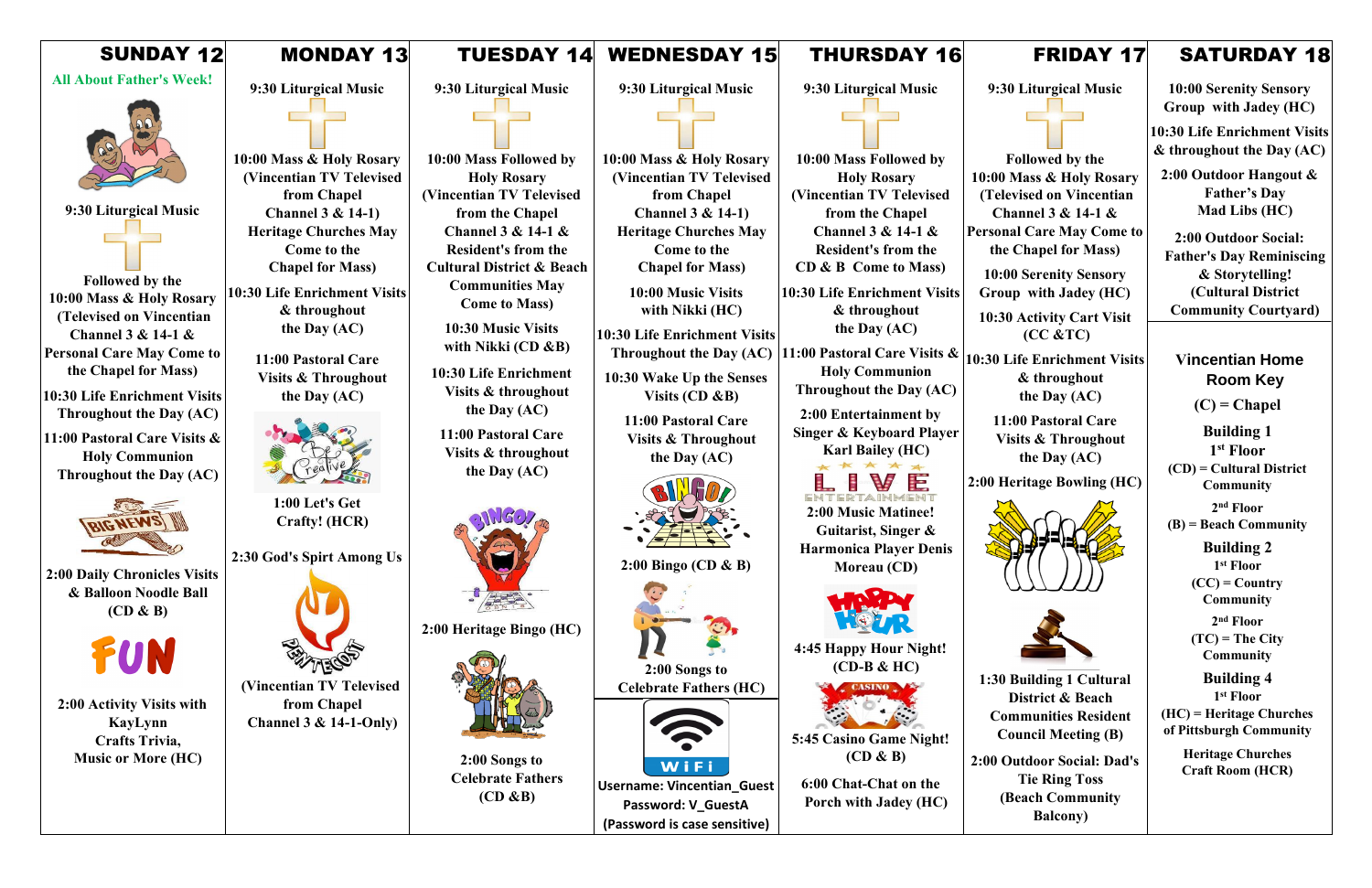| SUNDAY 12 | MONDAY 13 | TUESDAY 14 | WEDNESDAY 15 | THURSDAY 16 | FRIDAY 17 | SATURDAY 18 |
|---|---|---|---|---|---|---|
| **All About Father's Week!** | 9:30 Liturgical Music | 9:30 Liturgical Music | 9:30 Liturgical Music | 9:30 Liturgical Music | 9:30 Liturgical Music | 10:00 Serenity Sensory Group with Jadey (HC) |
| 9:30 Liturgical Music | 10:00 Mass & Holy Rosary (Vincentian TV Televised from Chapel Channel 3 & 14-1) Heritage Churches May Come to the Chapel for Mass) | 10:00 Mass Followed by Holy Rosary (Vincentian TV Televised from the Chapel Channel 3 & 14-1 & Resident's from the Cultural District & Beach Communities May Come to Mass) | 10:00 Mass & Holy Rosary (Vincentian TV Televised from Chapel Channel 3 & 14-1) Heritage Churches May Come to the Chapel for Mass) | 10:00 Mass Followed by Holy Rosary (Vincentian TV Televised from the Chapel Channel 3 & 14-1 & Resident's from the CD & B Come to Mass) | Followed by the 10:00 Mass & Holy Rosary (Televised on Vincentian Channel 3 & 14-1 & Personal Care May Come to the Chapel for Mass) | 10:30 Life Enrichment Visits & throughout the Day (AC) |
| Followed by the 10:00 Mass & Holy Rosary (Televised on Vincentian Channel 3 & 14-1 & Personal Care May Come to the Chapel for Mass) | 10:30 Life Enrichment Visits & throughout the Day (AC) | 10:30 Music Visits with Nikki (CD &B) | 10:00 Music Visits with Nikki (HC) | 10:30 Life Enrichment Visits & throughout the Day (AC) | 10:00 Serenity Sensory Group with Jadey (HC) | 2:00 Outdoor Hangout & Father's Day Mad Libs (HC) |
| 10:30 Life Enrichment Visits Throughout the Day (AC) | 11:00 Pastoral Care Visits & Throughout the Day (AC) | 10:30 Life Enrichment Visits & throughout the Day (AC) | 10:30 Life Enrichment Visits Throughout the Day (AC) | 11:00 Pastoral Care Visits & Holy Communion Throughout the Day (AC) | 10:30 Activity Cart Visit (CC &TC) | 2:00 Outdoor Social: Father's Day Reminiscing & Storytelling! (Cultural District Community Courtyard) |
| 11:00 Pastoral Care Visits & Holy Communion Throughout the Day (AC) | 1:00 Let's Get Crafty! (HCR) | 11:00 Pastoral Care Visits & throughout the Day (AC) | 10:30 Wake Up the Senses Visits (CD &B) | 2:00 Entertainment by Singer & Keyboard Player Karl Bailey (HC) | 10:30 Life Enrichment Visits & throughout the Day (AC) | |
| 2:00 Daily Chronicles Visits & Balloon Noodle Ball (CD & B) | 2:30 God's Spirt Among Us | 2:00 Heritage Bingo (HC) | 11:00 Pastoral Care Visits & Throughout the Day (AC) | 2:00 Music Matinee! Guitarist, Singer & Harmonica Player Denis Moreau (CD) | 11:00 Pastoral Care Visits & Throughout the Day (AC) | |
| 2:00 Activity Visits with KayLynn Crafts Trivia, Music or More (HC) | (Vincentian TV Televised from Chapel Channel 3 & 14-1-Only) | 2:00 Songs to Celebrate Fathers (CD &B) | 2:00 Bingo (CD & B) | 4:45 Happy Hour Night! (CD-B & HC) | 2:00 Heritage Bowling (HC) | |
| | | | 2:00 Songs to Celebrate Fathers (HC) | 5:45 Casino Game Night! (CD & B) | 1:30 Building 1 Cultural District & Beach Communities Resident Council Meeting (B) | |
| | | | Username: Vincentian_Guest Password: V_GuestA (Password is case sensitive) | 6:00 Chat-Chat on the Porch with Jadey (HC) | 2:00 Outdoor Social: Dad's Tie Ring Toss (Beach Community Balcony) | |

**Vincentian Home Room Key**

(C) = Chapel

**Building 1**
1st Floor
(CD) = Cultural District Community
2nd Floor
(B) = Beach Community

**Building 2**
1st Floor
(CC) = Country Community
2nd Floor
(TC) = The City Community

**Building 4**
1st Floor
(HC) = Heritage Churches of Pittsburgh Community

Heritage Churches Craft Room (HCR)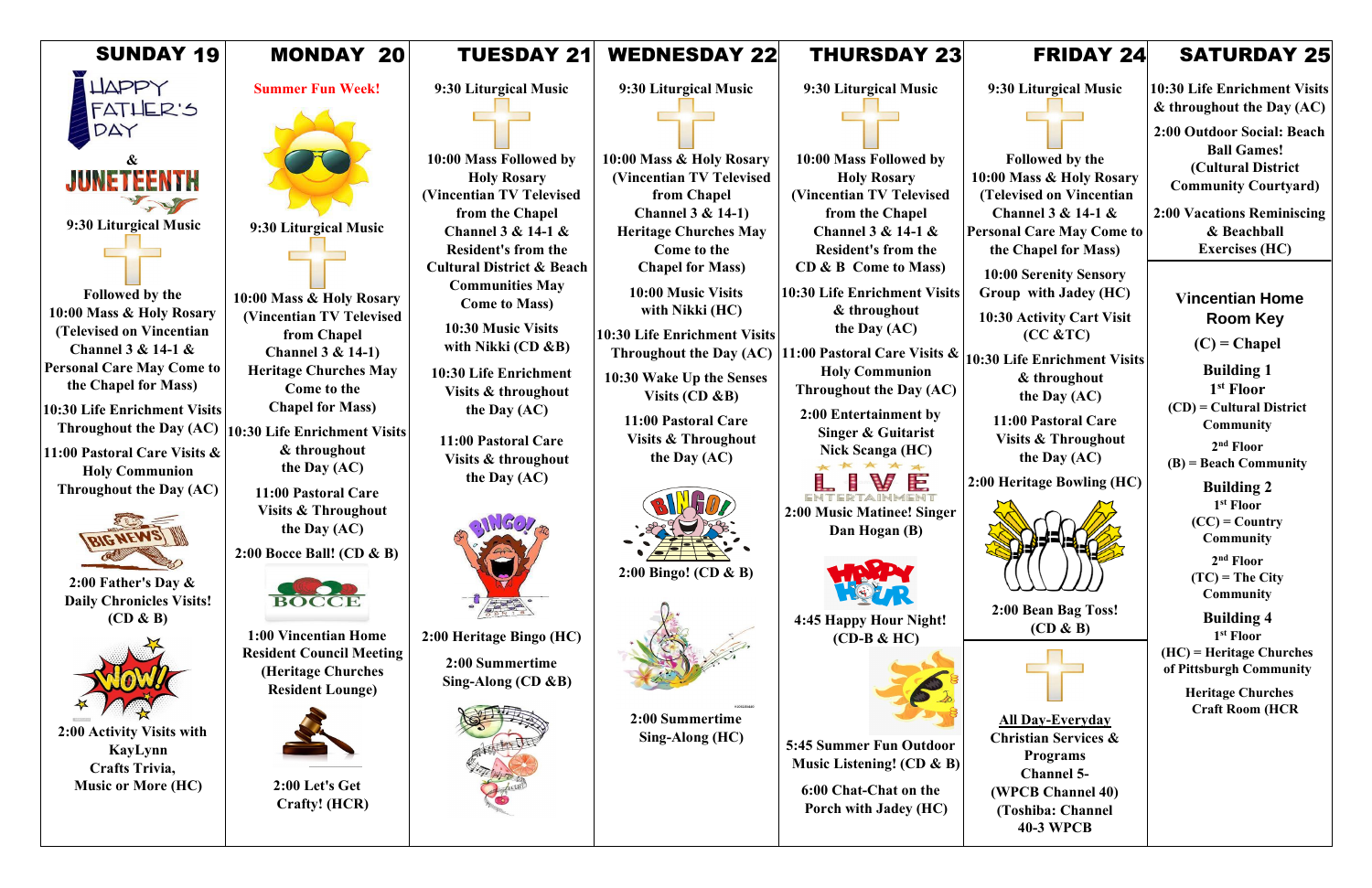| SUNDAY 19 | MONDAY 20 | TUESDAY 21 | WEDNESDAY 22 | THURSDAY 23 | FRIDAY 24 | SATURDAY 25 |
|---|---|---|---|---|---|---|
| HAPPY FATHER'S DAY & JUNETEENTH<br><br>9:30 Liturgical Music<br><br>Followed by the 10:00 Mass & Holy Rosary (Televised on Vincentian Channel 3 & 14-1 & Personal Care May Come to the Chapel for Mass)<br><br>10:30 Life Enrichment Visits Throughout the Day (AC)<br><br>11:00 Pastoral Care Visits & Holy Communion Throughout the Day (AC)<br><br>2:00 Father's Day & Daily Chronicles Visits! (CD & B)<br><br>2:00 Activity Visits with KayLynn Crafts Trivia, Music or More (HC) | **Summer Fun Week!**<br><br>9:30 Liturgical Music<br><br>10:00 Mass & Holy Rosary (Vincentian TV Televised from Chapel Channel 3 & 14-1) Heritage Churches May Come to the Chapel for Mass)<br><br>10:30 Life Enrichment Visits & throughout the Day (AC)<br><br>11:00 Pastoral Care Visits & Throughout the Day (AC)<br><br>2:00 Bocce Ball! (CD & B)<br><br>1:00 Vincentian Home Resident Council Meeting (Heritage Churches Resident Lounge)<br><br>2:00 Let's Get Crafty! (HCR) | 9:30 Liturgical Music<br><br>10:00 Mass Followed by Holy Rosary (Vincentian TV Televised from the Chapel Channel 3 & 14-1 & Resident's from the Cultural District & Beach Communities May Come to Mass)<br><br>10:30 Music Visits with Nikki (CD &B)<br><br>10:30 Life Enrichment Visits & throughout the Day (AC)<br><br>11:00 Pastoral Care Visits & throughout the Day (AC)<br><br>2:00 Heritage Bingo (HC)<br><br>2:00 Summertime Sing-Along (CD &B) | 9:30 Liturgical Music<br><br>10:00 Mass & Holy Rosary (Vincentian TV Televised from Chapel Channel 3 & 14-1) Heritage Churches May Come to the Chapel for Mass)<br><br>10:00 Music Visits with Nikki (HC)<br><br>10:30 Life Enrichment Visits Throughout the Day (AC)<br><br>10:30 Wake Up the Senses Visits (CD &B)<br><br>11:00 Pastoral Care Visits & Throughout the Day (AC)<br><br>2:00 Bingo! (CD & B)<br><br>2:00 Summertime Sing-Along (HC) | 9:30 Liturgical Music<br><br>10:00 Mass Followed by Holy Rosary (Vincentian TV Televised from the Chapel Channel 3 & 14-1 & Resident's from the CD & B Come to Mass)<br><br>10:30 Life Enrichment Visits & throughout the Day (AC)<br><br>11:00 Pastoral Care Visits & Holy Communion Throughout the Day (AC)<br><br>2:00 Entertainment by Singer & Guitarist Nick Scanga (HC)<br><br>LIVE ENTERTAINMENT<br>2:00 Music Matinee! Singer Dan Hogan (B)<br><br>4:45 Happy Hour Night! (CD-B & HC)<br><br>5:45 Summer Fun Outdoor Music Listening! (CD & B)<br><br>6:00 Chat-Chat on the Porch with Jadey (HC) | 9:30 Liturgical Music<br><br>Followed by the 10:00 Mass & Holy Rosary (Televised on Vincentian Channel 3 & 14-1 & Personal Care May Come to the Chapel for Mass)<br><br>10:00 Serenity Sensory Group with Jadey (HC)<br><br>10:30 Activity Cart Visit (CC &TC)<br><br>10:30 Life Enrichment Visits & throughout the Day (AC)<br><br>11:00 Pastoral Care Visits & Throughout the Day (AC)<br><br>2:00 Heritage Bowling (HC)<br><br>2:00 Bean Bag Toss! (CD & B)<br><br>All Day-Everyday Christian Services & Programs Channel 5- (WPCB Channel 40) (Toshiba: Channel 40-3 WPCB | 10:30 Life Enrichment Visits & throughout the Day (AC)<br><br>2:00 Outdoor Social: Beach Ball Games! (Cultural District Community Courtyard)<br><br>2:00 Vacations Reminiscing & Beachball Exercises (HC)<br><br>**Vincentian Home Room Key**<br>(C) = Chapel<br>**Building 1**<br>1st Floor<br>(CD) = Cultural District Community<br>2nd Floor<br>(B) = Beach Community<br>**Building 2**<br>1st Floor<br>(CC) = Country Community<br>2nd Floor<br>(TC) = The City Community<br>**Building 4**<br>1st Floor<br>(HC) = Heritage Churches of Pittsburgh Community<br>Heritage Churches Craft Room (HCR |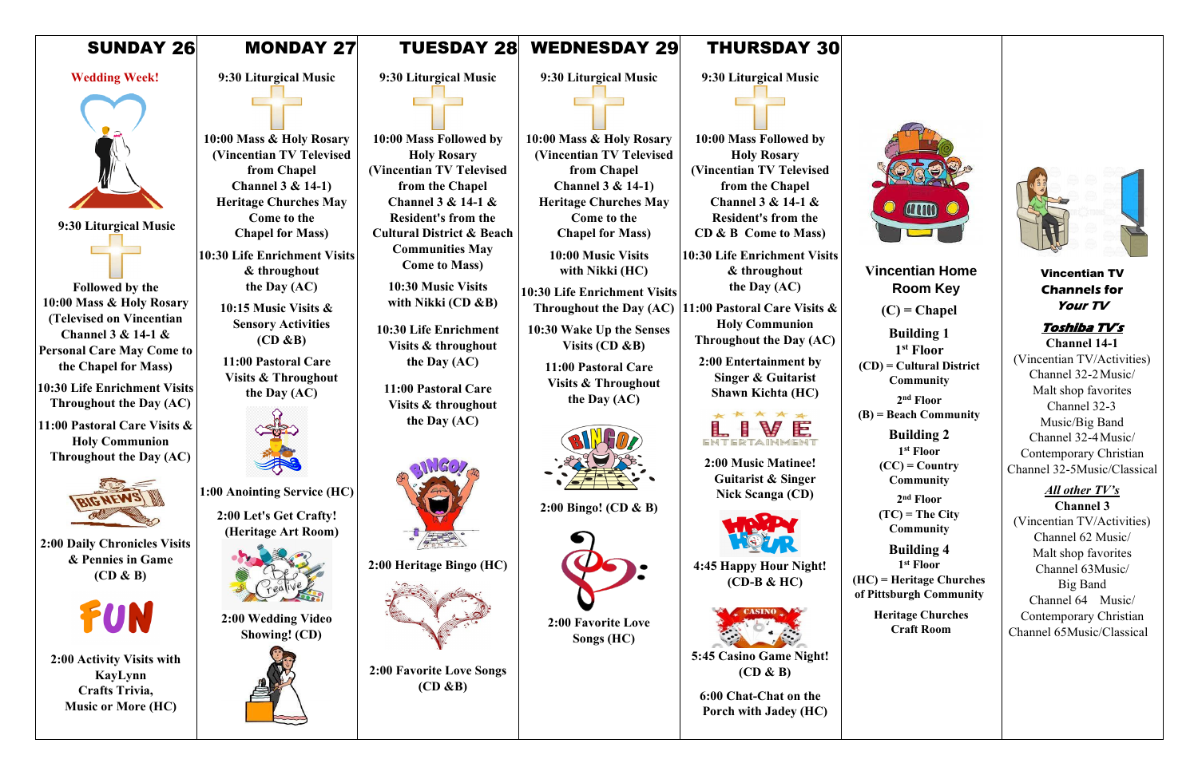## SUNDAY 26

**Wedding Week!**

9:30 Liturgical Music

Followed by the 10:00 Mass & Holy Rosary (Televised on Vincentian Channel 3 & 14-1 & Personal Care May Come to the Chapel for Mass)

10:30 Life Enrichment Visits Throughout the Day (AC)

11:00 Pastoral Care Visits & Holy Communion Throughout the Day (AC)

2:00 Daily Chronicles Visits & Pennies in Game (CD & B)

2:00 Activity Visits with KayLynn Crafts Trivia, Music or More (HC)

## MONDAY 27

9:30 Liturgical Music

10:00 Mass & Holy Rosary (Vincentian TV Televised from Chapel Channel 3 & 14-1) Heritage Churches May Come to the Chapel for Mass)

10:30 Life Enrichment Visits & throughout the Day (AC)

10:15 Music Visits & Sensory Activities (CD &B)

11:00 Pastoral Care Visits & Throughout the Day (AC)

1:00 Anointing Service (HC)

2:00 Let's Get Crafty! (Heritage Art Room)

2:00 Wedding Video Showing! (CD)

## TUESDAY 28

9:30 Liturgical Music

10:00 Mass Followed by Holy Rosary (Vincentian TV Televised from the Chapel Channel 3 & 14-1 & Resident's from the Cultural District & Beach Communities May Come to Mass)

10:30 Music Visits with Nikki (CD &B)

10:30 Life Enrichment Visits & throughout the Day (AC)

11:00 Pastoral Care Visits & throughout the Day (AC)

2:00 Heritage Bingo (HC)

2:00 Favorite Love Songs (CD &B)

## WEDNESDAY 29

9:30 Liturgical Music

10:00 Mass & Holy Rosary (Vincentian TV Televised from Chapel Channel 3 & 14-1) Heritage Churches May Come to the Chapel for Mass)

10:00 Music Visits with Nikki (HC)

10:30 Life Enrichment Visits Throughout the Day (AC)

10:30 Wake Up the Senses Visits (CD &B)

11:00 Pastoral Care Visits & Throughout the Day (AC)

2:00 Bingo! (CD & B)

2:00 Favorite Love Songs (HC)

## THURSDAY 30

9:30 Liturgical Music

10:00 Mass Followed by Holy Rosary (Vincentian TV Televised from the Chapel Channel 3 & 14-1 & Resident's from the CD & B Come to Mass)

10:30 Life Enrichment Visits & throughout the Day (AC)

11:00 Pastoral Care Visits & Holy Communion Throughout the Day (AC)

2:00 Entertainment by Singer & Guitarist Shawn Kichta (HC)

2:00 Music Matinee! Guitarist & Singer Nick Scanga (CD)

4:45 Happy Hour Night! (CD-B & HC)

5:45 Casino Game Night! (CD & B)

6:00 Chat-Chat on the Porch with Jadey (HC)

## Vincentian Home Room Key

**(C) = Chapel**

**Building 1**

**1st Floor**

**(CD) = Cultural District Community**

**2nd Floor**

**(B) = Beach Community**

**Building 2**

**1st Floor**

**(CC) = Country Community**

**2nd Floor**

**(TC) = The City Community**

**Building 4**

**1st Floor**

**(HC) = Heritage Churches of Pittsburgh Community**

**Heritage Churches Craft Room**

## Vincentian TV Channels for *Your TV*

***Toshiba TV's***

**Channel 14-1**

(Vincentian TV/Activities)
Channel 32-2 Music/ Malt shop favorites
Channel 32-3 Music/Big Band
Channel 32-4 Music/ Contemporary Christian
Channel 32-5 Music/Classical

***All other TV's***

**Channel 3**

(Vincentian TV/Activities)
Channel 62 Music/ Malt shop favorites
Channel 63 Music/ Big Band
Channel 64 Music/ Contemporary Christian
Channel 65 Music/Classical